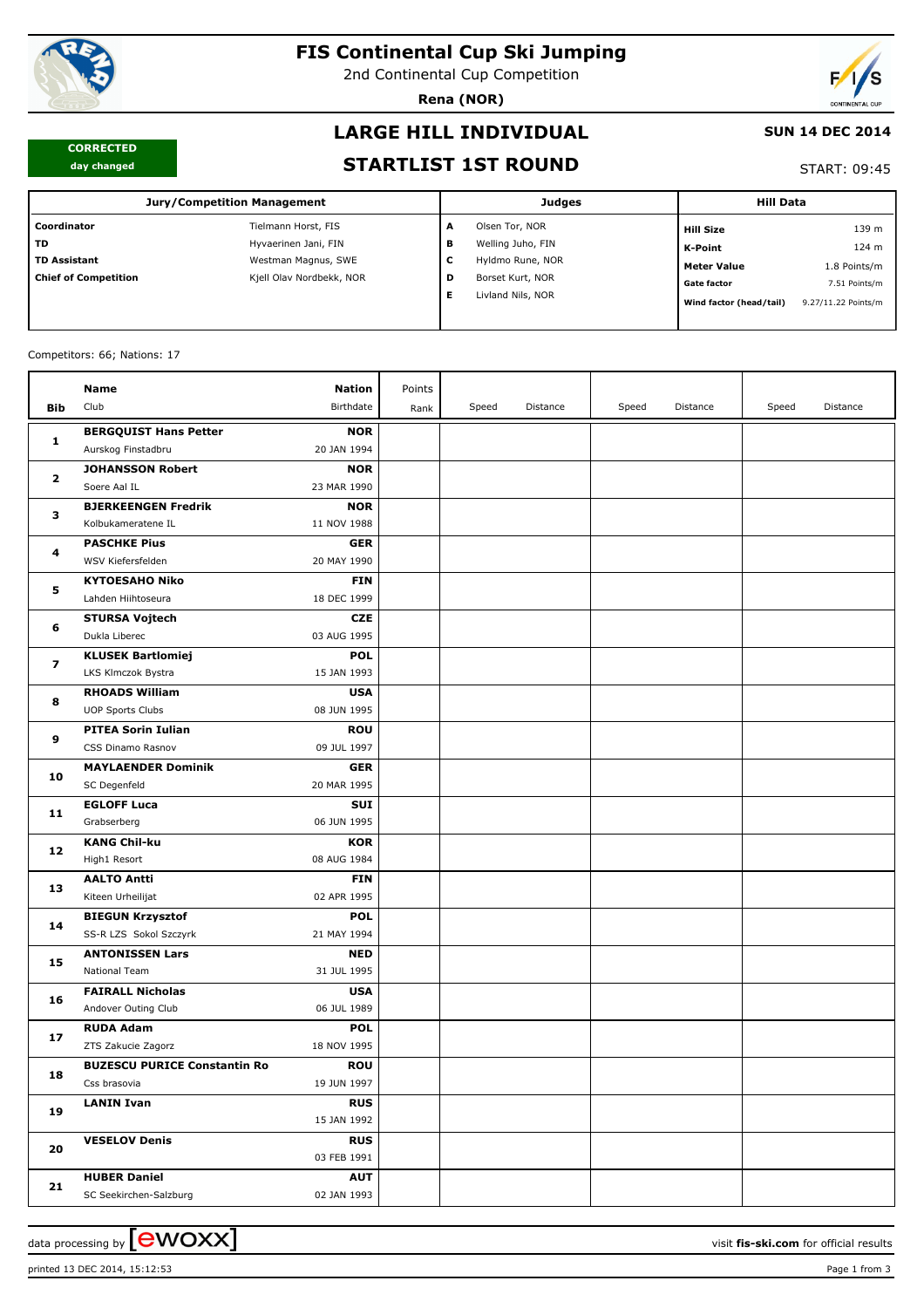# FIS Continental Cup Ski Jumping

2nd Continental Cup Competition

**Rena (NOR)**

**CORRECTED**
**day changed**

## LARGE HILL INDIVIDUAL

## STARTLIST 1ST ROUND

**SUN 14 DEC 2014**

START: 09:45

| Jury/Competition Management | | Judges | | Hill Data | |
|---|---|---|---|---|---|
| **Coordinator** | Tielmann Horst, FIS | **A** | Olsen Tor, NOR | **Hill Size** | 139 m |
| **TD** | Hyvaerinen Jani, FIN | **B** | Welling Juho, FIN | **K-Point** | 124 m |
| **TD Assistant** | Westman Magnus, SWE | **C** | Hyldmo Rune, NOR | **Meter Value** | 1.8 Points/m |
| **Chief of Competition** | Kjell Olav Nordbekk, NOR | **D** | Borset Kurt, NOR | **Gate factor** | 7.51 Points/m |
| | | **E** | Livland Nils, NOR | **Wind factor (head/tail)** | 9.27/11.22 Points/m |

Competitors: 66; Nations: 17

| Bib | Name / Club | Nation / Birthdate | Points / Rank | Speed | Distance | Speed | Distance | Speed | Distance |
|---|---|---|---|---|---|---|---|---|---|
| 1 | **BERGQUIST Hans Petter**<br>Aurskog Finstadbru | **NOR**<br>20 JAN 1994 | | | | | | | |
| 2 | **JOHANSSON Robert**<br>Soere Aal IL | **NOR**<br>23 MAR 1990 | | | | | | | |
| 3 | **BJERKEENGEN Fredrik**<br>Kolbukameratene IL | **NOR**<br>11 NOV 1988 | | | | | | | |
| 4 | **PASCHKE Pius**<br>WSV Kiefersfelden | **GER**<br>20 MAY 1990 | | | | | | | |
| 5 | **KYTOESAHO Niko**<br>Lahden Hiihtoseura | **FIN**<br>18 DEC 1999 | | | | | | | |
| 6 | **STURSA Vojtech**<br>Dukla Liberec | **CZE**<br>03 AUG 1995 | | | | | | | |
| 7 | **KLUSEK Bartlomiej**<br>LKS Klmczok Bystra | **POL**<br>15 JAN 1993 | | | | | | | |
| 8 | **RHOADS William**<br>UOP Sports Clubs | **USA**<br>08 JUN 1995 | | | | | | | |
| 9 | **PITEA Sorin Iulian**<br>CSS Dinamo Rasnov | **ROU**<br>09 JUL 1997 | | | | | | | |
| 10 | **MAYLAENDER Dominik**<br>SC Degenfeld | **GER**<br>20 MAR 1995 | | | | | | | |
| 11 | **EGLOFF Luca**<br>Grabserberg | **SUI**<br>06 JUN 1995 | | | | | | | |
| 12 | **KANG Chil-ku**<br>High1 Resort | **KOR**<br>08 AUG 1984 | | | | | | | |
| 13 | **AALTO Antti**<br>Kiteen Urheilijat | **FIN**<br>02 APR 1995 | | | | | | | |
| 14 | **BIEGUN Krzysztof**<br>SS-R LZS Sokol Szczyrk | **POL**<br>21 MAY 1994 | | | | | | | |
| 15 | **ANTONISSEN Lars**<br>National Team | **NED**<br>31 JUL 1995 | | | | | | | |
| 16 | **FAIRALL Nicholas**<br>Andover Outing Club | **USA**<br>06 JUL 1989 | | | | | | | |
| 17 | **RUDA Adam**<br>ZTS Zakucie Zagorz | **POL**<br>18 NOV 1995 | | | | | | | |
| 18 | **BUZESCU PURICE Constantin Ro**<br>Css brasovia | **ROU**<br>19 JUN 1997 | | | | | | | |
| 19 | **LANIN Ivan** | **RUS**<br>15 JAN 1992 | | | | | | | |
| 20 | **VESELOV Denis** | **RUS**<br>03 FEB 1991 | | | | | | | |
| 21 | **HUBER Daniel**<br>SC Seekirchen-Salzburg | **AUT**<br>02 JAN 1993 | | | | | | | |

data processing by ewoxx — visit **fis-ski.com** for official results

printed 13 DEC 2014, 15:12:53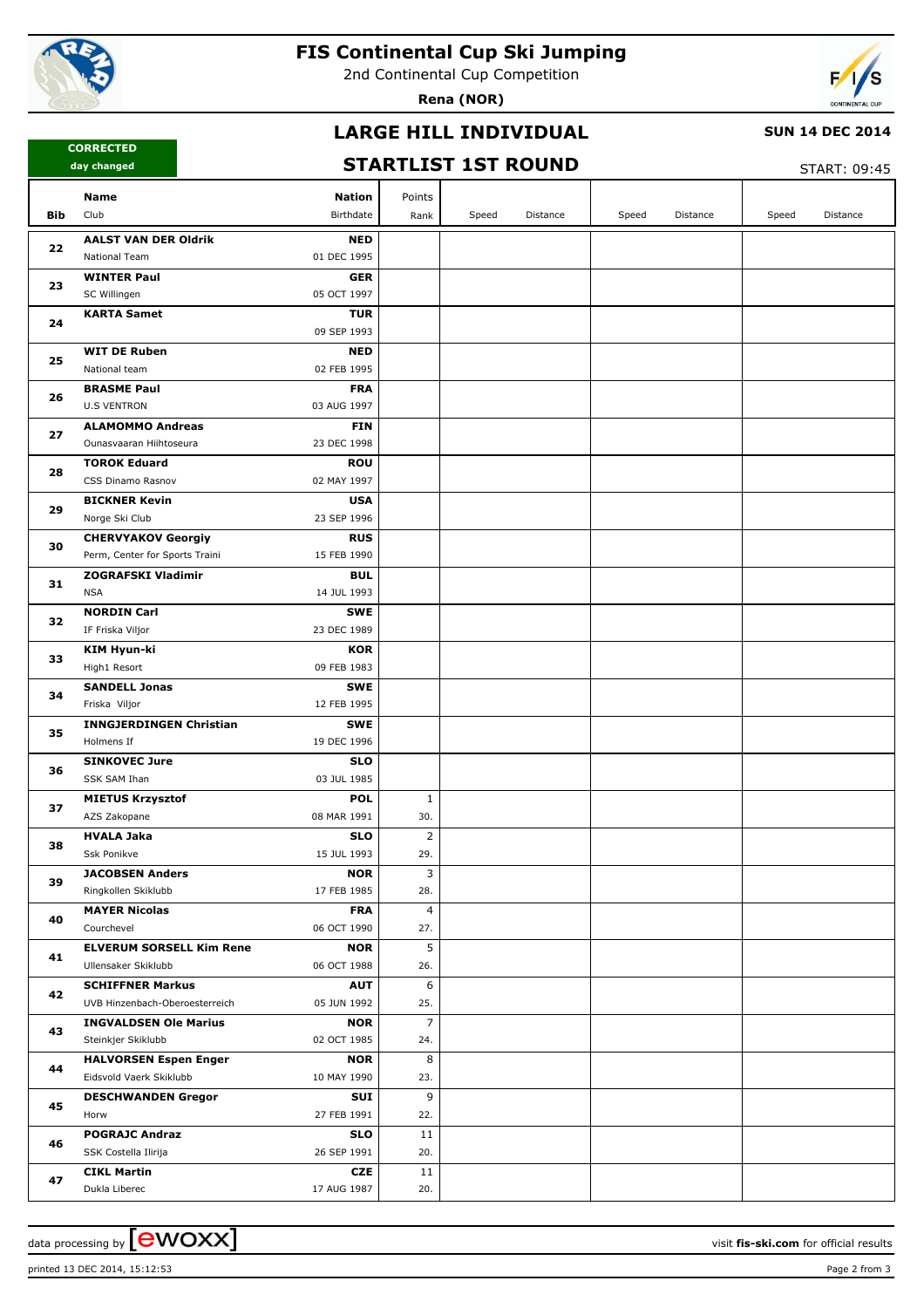# FIS Continental Cup Ski Jumping

2nd Continental Cup Competition

**Rena (NOR)**

## LARGE HILL INDIVIDUAL

**SUN 14 DEC 2014**

**CORRECTED**
day changed

## STARTLIST 1ST ROUND

START: 09:45

| Bib | Name / Club | Nation / Birthdate | Points / Rank | Speed | Distance | Speed | Distance | Speed | Distance |
|---|---|---|---|---|---|---|---|---|---|
| 22 | **AALST VAN DER Oldrik**<br>National Team | **NED**<br>01 DEC 1995 | | | | | | | |
| 23 | **WINTER Paul**<br>SC Willingen | **GER**<br>05 OCT 1997 | | | | | | | |
| 24 | **KARTA Samet** | **TUR**<br>09 SEP 1993 | | | | | | | |
| 25 | **WIT DE Ruben**<br>National team | **NED**<br>02 FEB 1995 | | | | | | | |
| 26 | **BRASME Paul**<br>U.S VENTRON | **FRA**<br>03 AUG 1997 | | | | | | | |
| 27 | **ALAMOMMO Andreas**<br>Ounasvaaran Hiihtoseura | **FIN**<br>23 DEC 1998 | | | | | | | |
| 28 | **TOROK Eduard**<br>CSS Dinamo Rasnov | **ROU**<br>02 MAY 1997 | | | | | | | |
| 29 | **BICKNER Kevin**<br>Norge Ski Club | **USA**<br>23 SEP 1996 | | | | | | | |
| 30 | **CHERVYAKOV Georgiy**<br>Perm, Center for Sports Traini | **RUS**<br>15 FEB 1990 | | | | | | | |
| 31 | **ZOGRAFSKI Vladimir**<br>NSA | **BUL**<br>14 JUL 1993 | | | | | | | |
| 32 | **NORDIN Carl**<br>IF Friska Viljor | **SWE**<br>23 DEC 1989 | | | | | | | |
| 33 | **KIM Hyun-ki**<br>High1 Resort | **KOR**<br>09 FEB 1983 | | | | | | | |
| 34 | **SANDELL Jonas**<br>Friska Viljor | **SWE**<br>12 FEB 1995 | | | | | | | |
| 35 | **INNGJERDINGEN Christian**<br>Holmens If | **SWE**<br>19 DEC 1996 | | | | | | | |
| 36 | **SINKOVEC Jure**<br>SSK SAM Ihan | **SLO**<br>03 JUL 1985 | | | | | | | |
| 37 | **MIETUS Krzysztof**<br>AZS Zakopane | **POL**<br>08 MAR 1991 | 1<br>30. | | | | | | |
| 38 | **HVALA Jaka**<br>Ssk Ponikve | **SLO**<br>15 JUL 1993 | 2<br>29. | | | | | | |
| 39 | **JACOBSEN Anders**<br>Ringkollen Skiklubb | **NOR**<br>17 FEB 1985 | 3<br>28. | | | | | | |
| 40 | **MAYER Nicolas**<br>Courchevel | **FRA**<br>06 OCT 1990 | 4<br>27. | | | | | | |
| 41 | **ELVERUM SORSELL Kim Rene**<br>Ullensaker Skiklubb | **NOR**<br>06 OCT 1988 | 5<br>26. | | | | | | |
| 42 | **SCHIFFNER Markus**<br>UVB Hinzenbach-Oberoesterreich | **AUT**<br>05 JUN 1992 | 6<br>25. | | | | | | |
| 43 | **INGVALDSEN Ole Marius**<br>Steinkjer Skiklubb | **NOR**<br>02 OCT 1985 | 7<br>24. | | | | | | |
| 44 | **HALVORSEN Espen Enger**<br>Eidsvold Vaerk Skiklubb | **NOR**<br>10 MAY 1990 | 8<br>23. | | | | | | |
| 45 | **DESCHWANDEN Gregor**<br>Horw | **SUI**<br>27 FEB 1991 | 9<br>22. | | | | | | |
| 46 | **POGRAJC Andraz**<br>SSK Costella Ilirija | **SLO**<br>26 SEP 1991 | 11<br>20. | | | | | | |
| 47 | **CIKL Martin**<br>Dukla Liberec | **CZE**<br>17 AUG 1987 | 11<br>20. | | | | | | |

data processing by ewoxx — visit fis-ski.com for official results

printed 13 DEC 2014, 15:12:53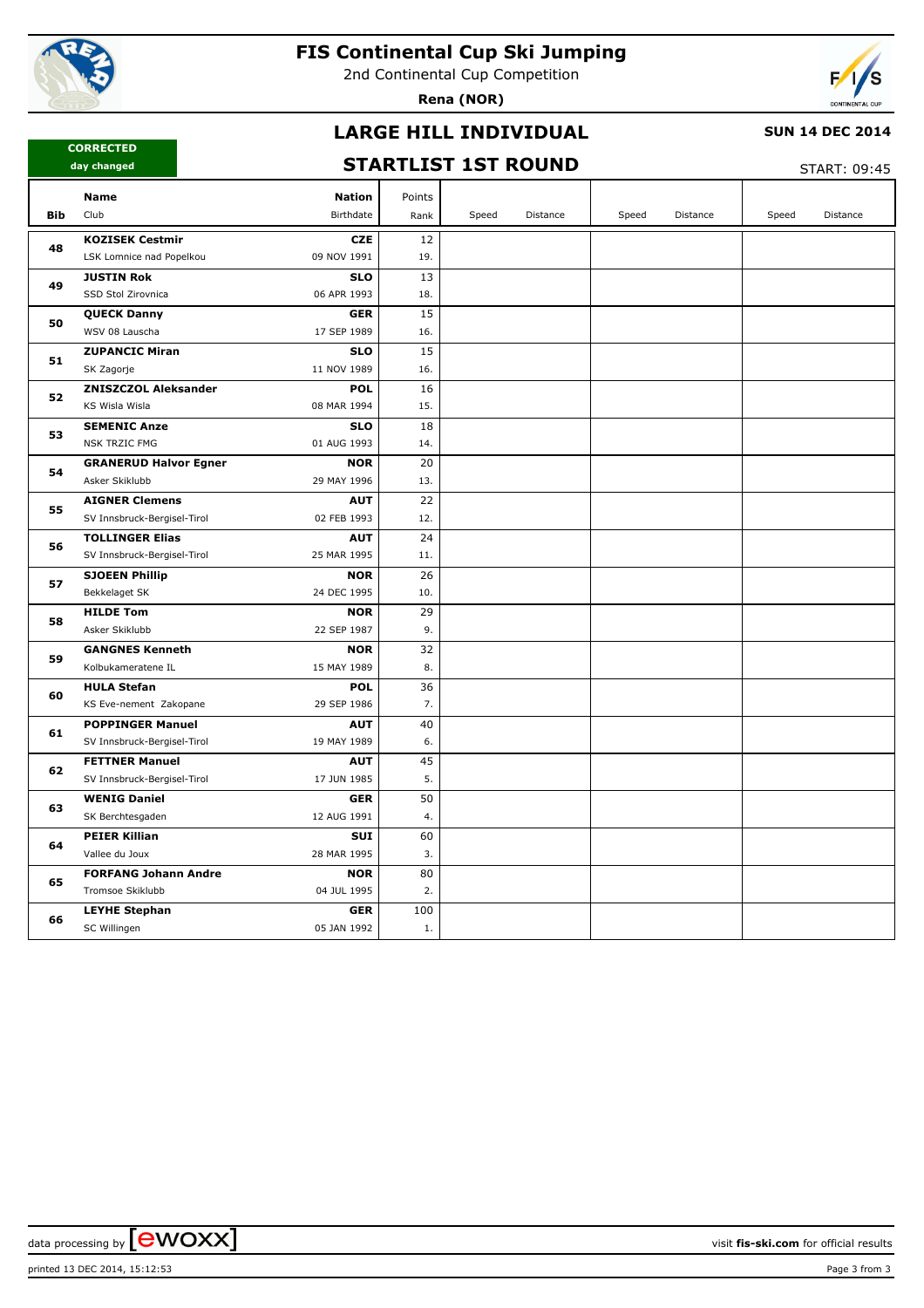# FIS Continental Cup Ski Jumping

2nd Continental Cup Competition

**Rena (NOR)**

**CORRECTED**
day changed

## LARGE HILL INDIVIDUAL

## STARTLIST 1ST ROUND

**SUN 14 DEC 2014**

START: 09:45

| Bib | Name / Club | Nation / Birthdate | Points / Rank | Speed | Distance | Speed | Distance | Speed | Distance |
|---|---|---|---|---|---|---|---|---|---|
| 48 | **KOZISEK Cestmir**<br>LSK Lomnice nad Popelkou | **CZE**<br>09 NOV 1991 | 12<br>19. | | | | | | |
| 49 | **JUSTIN Rok**<br>SSD Stol Zirovnica | **SLO**<br>06 APR 1993 | 13<br>18. | | | | | | |
| 50 | **QUECK Danny**<br>WSV 08 Lauscha | **GER**<br>17 SEP 1989 | 15<br>16. | | | | | | |
| 51 | **ZUPANCIC Miran**<br>SK Zagorje | **SLO**<br>11 NOV 1989 | 15<br>16. | | | | | | |
| 52 | **ZNISZCZOL Aleksander**<br>KS Wisla Wisla | **POL**<br>08 MAR 1994 | 16<br>15. | | | | | | |
| 53 | **SEMENIC Anze**<br>NSK TRZIC FMG | **SLO**<br>01 AUG 1993 | 18<br>14. | | | | | | |
| 54 | **GRANERUD Halvor Egner**<br>Asker Skiklubb | **NOR**<br>29 MAY 1996 | 20<br>13. | | | | | | |
| 55 | **AIGNER Clemens**<br>SV Innsbruck-Bergisel-Tirol | **AUT**<br>02 FEB 1993 | 22<br>12. | | | | | | |
| 56 | **TOLLINGER Elias**<br>SV Innsbruck-Bergisel-Tirol | **AUT**<br>25 MAR 1995 | 24<br>11. | | | | | | |
| 57 | **SJOEEN Phillip**<br>Bekkelaget SK | **NOR**<br>24 DEC 1995 | 26<br>10. | | | | | | |
| 58 | **HILDE Tom**<br>Asker Skiklubb | **NOR**<br>22 SEP 1987 | 29<br>9. | | | | | | |
| 59 | **GANGNES Kenneth**<br>Kolbukameratene IL | **NOR**<br>15 MAY 1989 | 32<br>8. | | | | | | |
| 60 | **HULA Stefan**<br>KS Eve-nement Zakopane | **POL**<br>29 SEP 1986 | 36<br>7. | | | | | | |
| 61 | **POPPINGER Manuel**<br>SV Innsbruck-Bergisel-Tirol | **AUT**<br>19 MAY 1989 | 40<br>6. | | | | | | |
| 62 | **FETTNER Manuel**<br>SV Innsbruck-Bergisel-Tirol | **AUT**<br>17 JUN 1985 | 45<br>5. | | | | | | |
| 63 | **WENIG Daniel**<br>SK Berchtesgaden | **GER**<br>12 AUG 1991 | 50<br>4. | | | | | | |
| 64 | **PEIER Killian**<br>Vallee du Joux | **SUI**<br>28 MAR 1995 | 60<br>3. | | | | | | |
| 65 | **FORFANG Johann Andre**<br>Tromsoe Skiklubb | **NOR**<br>04 JUL 1995 | 80<br>2. | | | | | | |
| 66 | **LEYHE Stephan**<br>SC Willingen | **GER**<br>05 JAN 1992 | 100<br>1. | | | | | | |

data processing by ewoxx

visit **fis-ski.com** for official results

printed 13 DEC 2014, 15:12:53